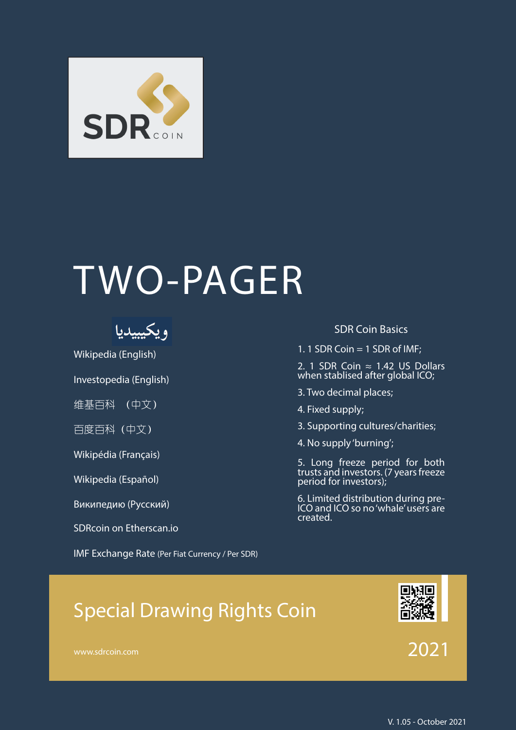SDR COIN

# TWO-PAGER

ويكيبيديا

Wikipedia (English)

Investopedia (English)

维基百科 （中文）

百度百科（中文）

Wikipédia (Français)

Wikipedia (Español)

Википедию (Русский)

SDRcoin on Etherscan.io

IMF Exchange Rate (Per Fiat Currency / Per SDR)

## SDR Coin Basics

1. 1 SDR Coin = 1 SDR of IMF;
2. 1 SDR Coin ≈ 1.42 US Dollars when stablised after global ICO;
3. Two decimal places;
4. Fixed supply;
3. Supporting cultures/charities;
4. No supply 'burning';
5. Long freeze period for both trusts and investors. (7 years freeze period for investors);
6. Limited distribution during pre-ICO and ICO so no 'whale' users are created.

## Special Drawing Rights Coin

www.sdrcoin.com

2021

V. 1.05 - October 2021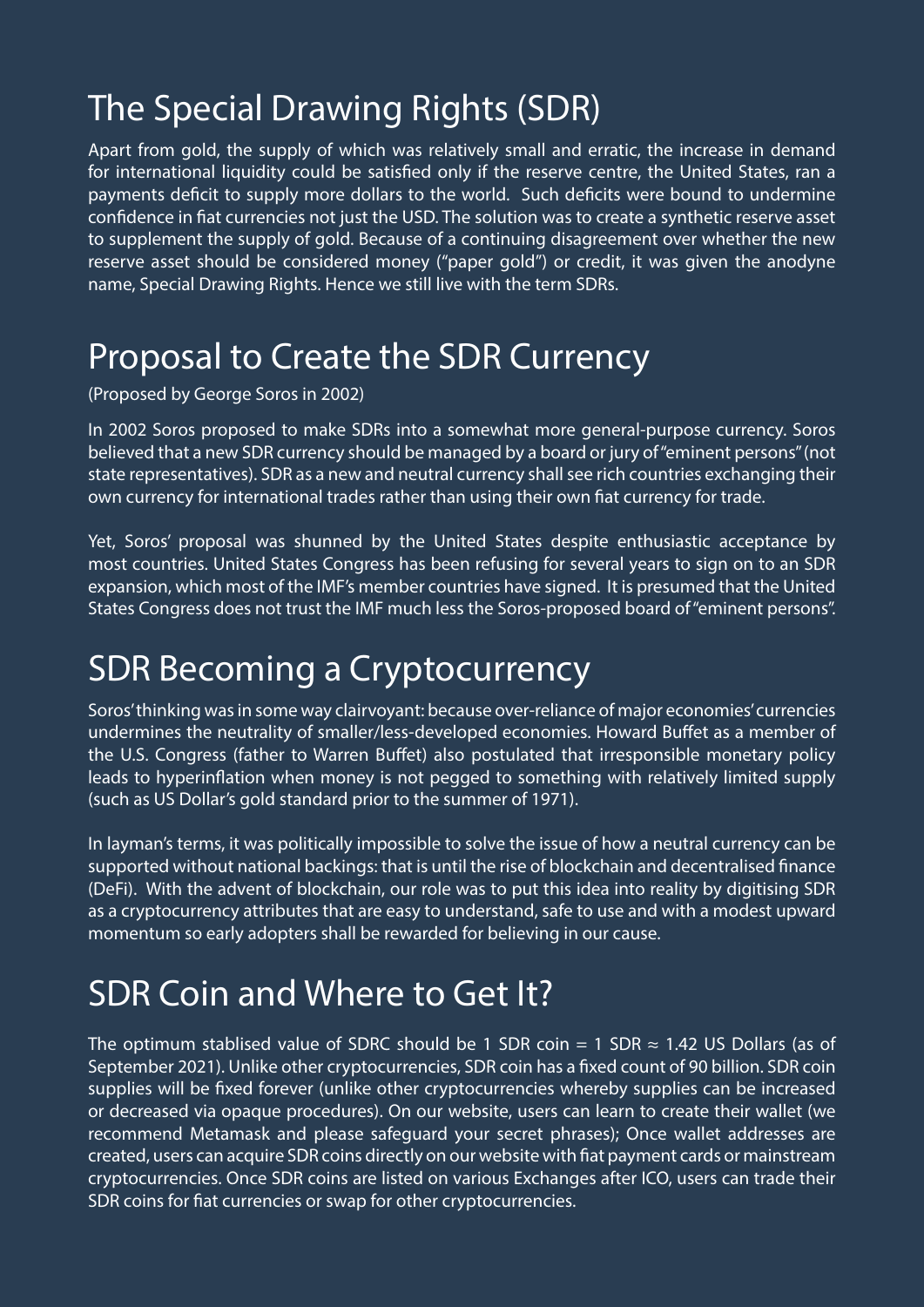## The Special Drawing Rights (SDR)

Apart from gold, the supply of which was relatively small and erratic, the increase in demand for international liquidity could be satisfied only if the reserve centre, the United States, ran a payments deficit to supply more dollars to the world. Such deficits were bound to undermine confidence in fiat currencies not just the USD. The solution was to create a synthetic reserve asset to supplement the supply of gold. Because of a continuing disagreement over whether the new reserve asset should be considered money ("paper gold") or credit, it was given the anodyne name, Special Drawing Rights. Hence we still live with the term SDRs.

## Proposal to Create the SDR Currency

(Proposed by George Soros in 2002)

In 2002 Soros proposed to make SDRs into a somewhat more general-purpose currency. Soros believed that a new SDR currency should be managed by a board or jury of "eminent persons" (not state representatives). SDR as a new and neutral currency shall see rich countries exchanging their own currency for international trades rather than using their own fiat currency for trade.

Yet, Soros' proposal was shunned by the United States despite enthusiastic acceptance by most countries. United States Congress has been refusing for several years to sign on to an SDR expansion, which most of the IMF's member countries have signed. It is presumed that the United States Congress does not trust the IMF much less the Soros-proposed board of "eminent persons".

## SDR Becoming a Cryptocurrency

Soros' thinking was in some way clairvoyant: because over-reliance of major economies' currencies undermines the neutrality of smaller/less-developed economies. Howard Buffet as a member of the U.S. Congress (father to Warren Buffet) also postulated that irresponsible monetary policy leads to hyperinflation when money is not pegged to something with relatively limited supply (such as US Dollar's gold standard prior to the summer of 1971).

In layman's terms, it was politically impossible to solve the issue of how a neutral currency can be supported without national backings: that is until the rise of blockchain and decentralised finance (DeFi). With the advent of blockchain, our role was to put this idea into reality by digitising SDR as a cryptocurrency attributes that are easy to understand, safe to use and with a modest upward momentum so early adopters shall be rewarded for believing in our cause.

## SDR Coin and Where to Get It?

The optimum stablised value of SDRC should be 1 SDR coin = 1 SDR ≈ 1.42 US Dollars (as of September 2021). Unlike other cryptocurrencies, SDR coin has a fixed count of 90 billion. SDR coin supplies will be fixed forever (unlike other cryptocurrencies whereby supplies can be increased or decreased via opaque procedures). On our website, users can learn to create their wallet (we recommend Metamask and please safeguard your secret phrases); Once wallet addresses are created, users can acquire SDR coins directly on our website with fiat payment cards or mainstream cryptocurrencies. Once SDR coins are listed on various Exchanges after ICO, users can trade their SDR coins for fiat currencies or swap for other cryptocurrencies.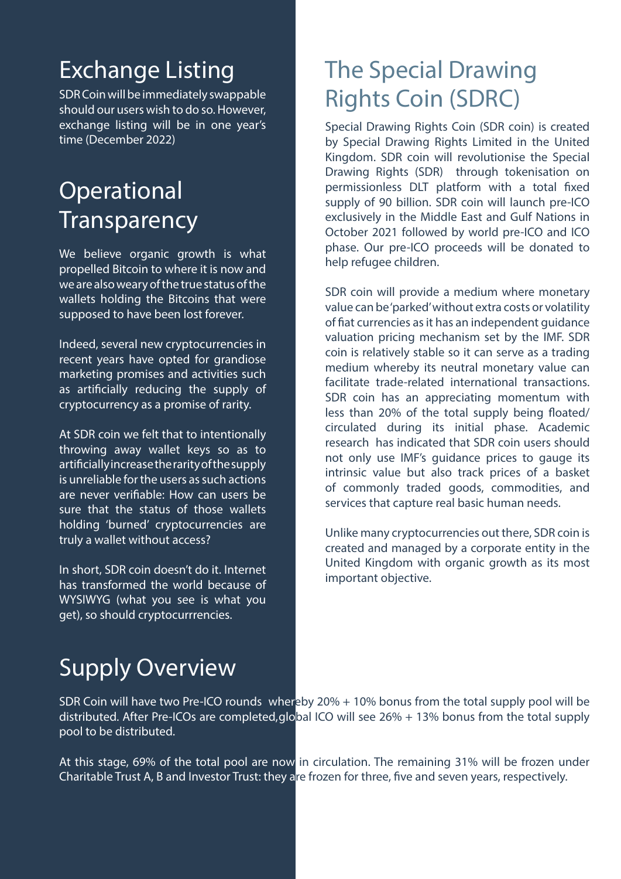## Exchange Listing

SDR Coin will be immediately swappable should our users wish to do so. However, exchange listing will be in one year's time (December 2022)

## Operational Transparency

We believe organic growth is what propelled Bitcoin to where it is now and we are also weary of the true status of the wallets holding the Bitcoins that were supposed to have been lost forever.

Indeed, several new cryptocurrencies in recent years have opted for grandiose marketing promises and activities such as artificially reducing the supply of cryptocurrency as a promise of rarity.

At SDR coin we felt that to intentionally throwing away wallet keys so as to artificially increase the rarity of the supply is unreliable for the users as such actions are never verifiable: How can users be sure that the status of those wallets holding 'burned' cryptocurrencies are truly a wallet without access?

In short, SDR coin doesn't do it. Internet has transformed the world because of WYSIWYG (what you see is what you get), so should cryptocurrrencies.

## The Special Drawing Rights Coin (SDRC)

Special Drawing Rights Coin (SDR coin) is created by Special Drawing Rights Limited in the United Kingdom. SDR coin will revolutionise the Special Drawing Rights (SDR) through tokenisation on permissionless DLT platform with a total fixed supply of 90 billion. SDR coin will launch pre-ICO exclusively in the Middle East and Gulf Nations in October 2021 followed by world pre-ICO and ICO phase. Our pre-ICO proceeds will be donated to help refugee children.

SDR coin will provide a medium where monetary value can be 'parked' without extra costs or volatility of fiat currencies as it has an independent guidance valuation pricing mechanism set by the IMF. SDR coin is relatively stable so it can serve as a trading medium whereby its neutral monetary value can facilitate trade-related international transactions. SDR coin has an appreciating momentum with less than 20% of the total supply being floated/ circulated during its initial phase. Academic research has indicated that SDR coin users should not only use IMF's guidance prices to gauge its intrinsic value but also track prices of a basket of commonly traded goods, commodities, and services that capture real basic human needs.

Unlike many cryptocurrencies out there, SDR coin is created and managed by a corporate entity in the United Kingdom with organic growth as its most important objective.

## Supply Overview

SDR Coin will have two Pre-ICO rounds whereby 20% + 10% bonus from the total supply pool will be distributed. After Pre-ICOs are completed, global ICO will see 26% + 13% bonus from the total supply pool to be distributed.

At this stage, 69% of the total pool are now in circulation. The remaining 31% will be frozen under Charitable Trust A, B and Investor Trust: they are frozen for three, five and seven years, respectively.